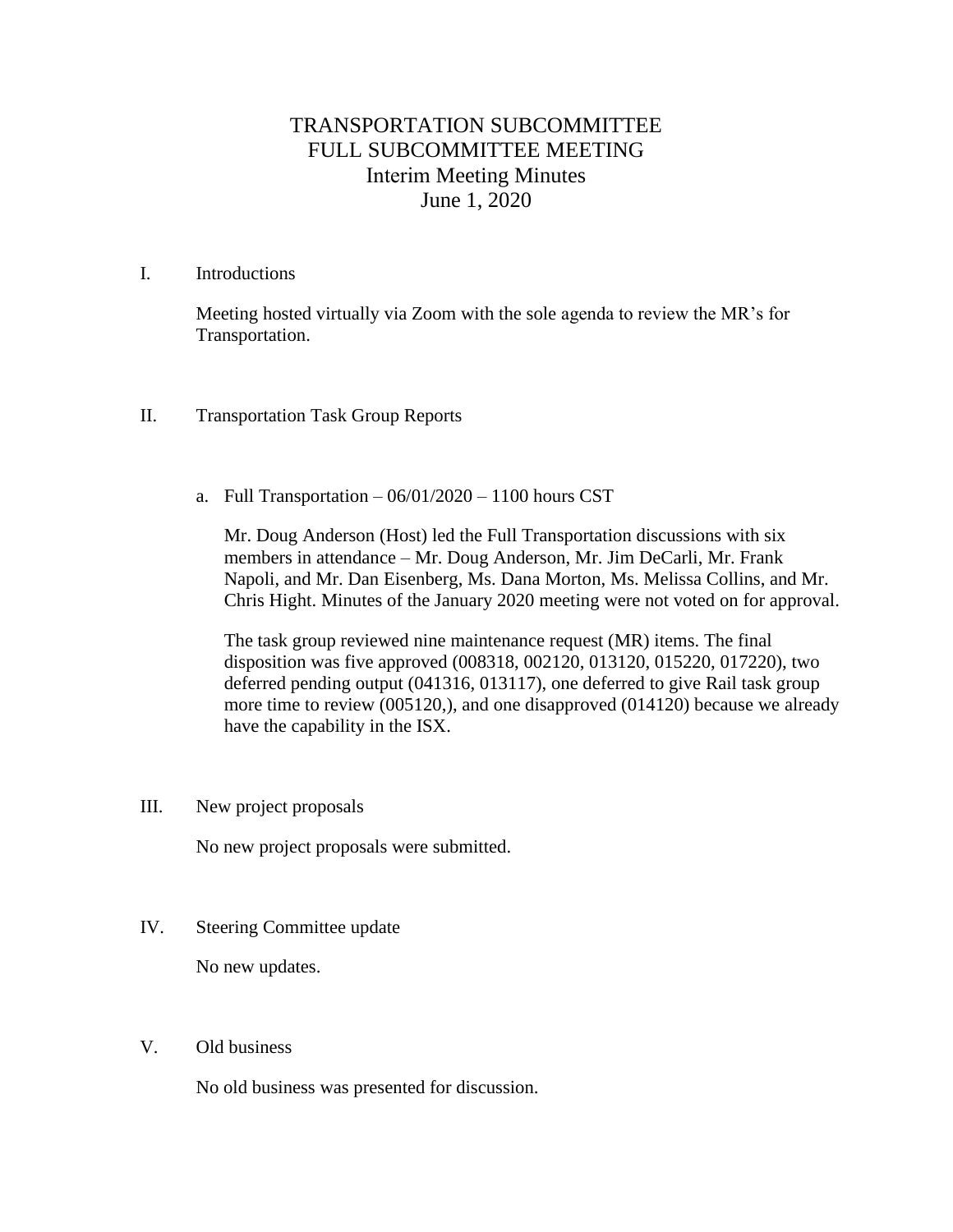# TRANSPORTATION SUBCOMMITTEE
# FULL SUBCOMMITTEE MEETING
## Interim Meeting Minutes
## June 1, 2020

I. Introductions

Meeting hosted virtually via Zoom with the sole agenda to review the MR's for Transportation.

II. Transportation Task Group Reports

a. Full Transportation – 06/01/2020 – 1100 hours CST

Mr. Doug Anderson (Host) led the Full Transportation discussions with six members in attendance – Mr. Doug Anderson, Mr. Jim DeCarli, Mr. Frank Napoli, and Mr. Dan Eisenberg, Ms. Dana Morton, Ms. Melissa Collins, and Mr. Chris Hight. Minutes of the January 2020 meeting were not voted on for approval.

The task group reviewed nine maintenance request (MR) items. The final disposition was five approved (008318, 002120, 013120, 015220, 017220), two deferred pending output (041316, 013117), one deferred to give Rail task group more time to review (005120,), and one disapproved (014120) because we already have the capability in the ISX.

III. New project proposals

No new project proposals were submitted.

IV. Steering Committee update

No new updates.

V. Old business

No old business was presented for discussion.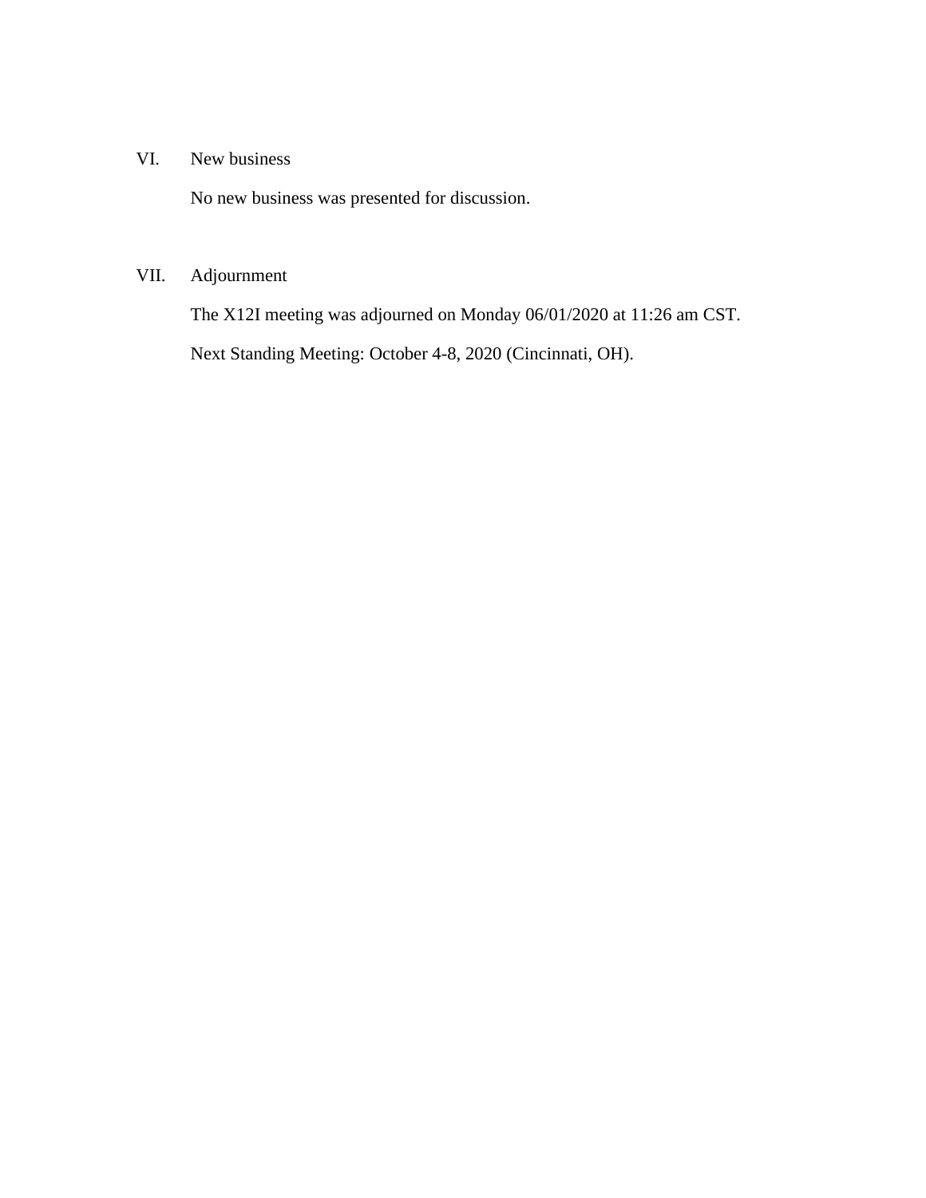## VI. New business

No new business was presented for discussion.

## VII. Adjournment

The X12I meeting was adjourned on Monday 06/01/2020 at 11:26 am CST.

Next Standing Meeting: October 4-8, 2020 (Cincinnati, OH).